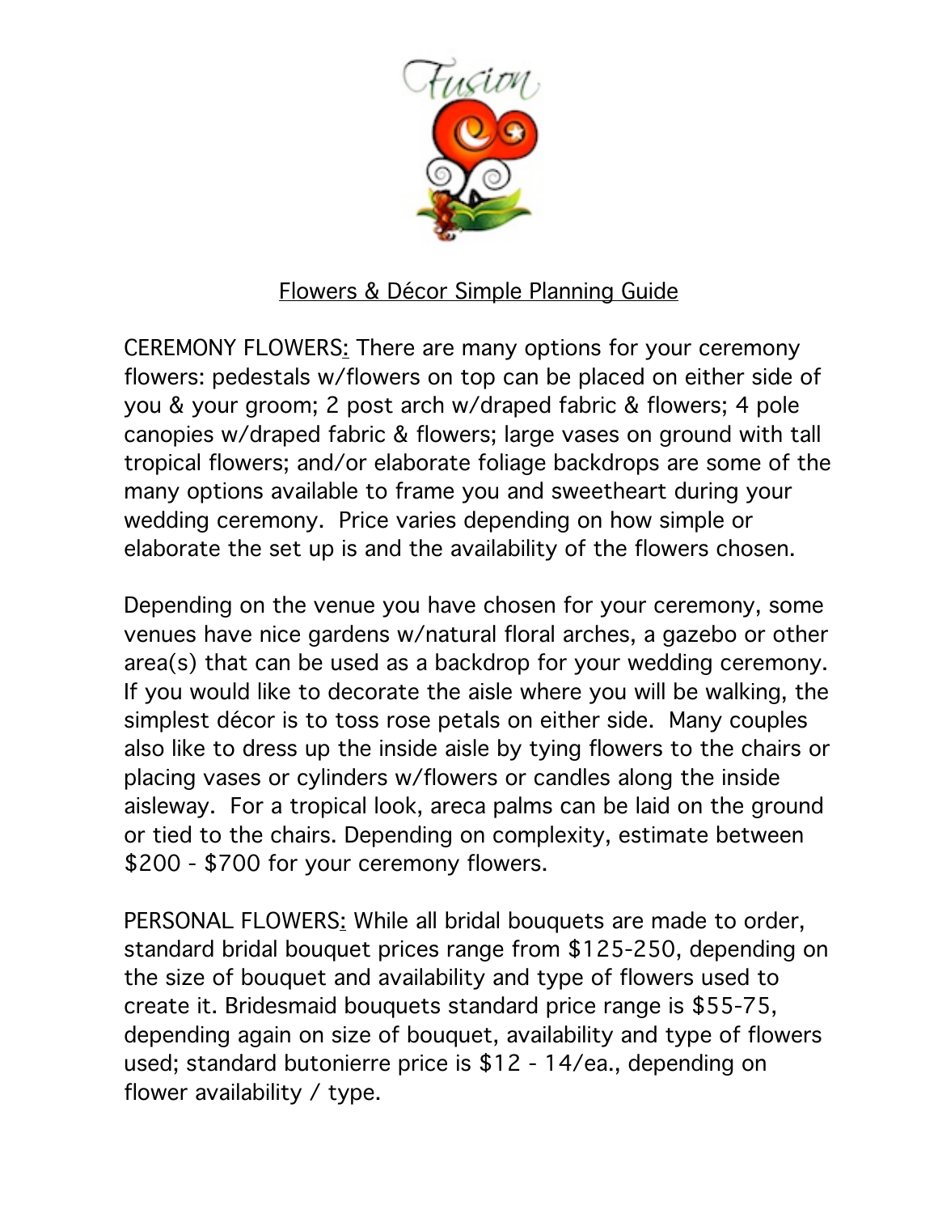# Flowers & Décor Simple Planning Guide

CEREMONY FLOWERS: There are many options for your ceremony flowers: pedestals w/flowers on top can be placed on either side of you & your groom; 2 post arch w/draped fabric & flowers; 4 pole canopies w/draped fabric & flowers; large vases on ground with tall tropical flowers; and/or elaborate foliage backdrops are some of the many options available to frame you and sweetheart during your wedding ceremony. Price varies depending on how simple or elaborate the set up is and the availability of the flowers chosen.

Depending on the venue you have chosen for your ceremony, some venues have nice gardens w/natural floral arches, a gazebo or other area(s) that can be used as a backdrop for your wedding ceremony. If you would like to decorate the aisle where you will be walking, the simplest décor is to toss rose petals on either side. Many couples also like to dress up the inside aisle by tying flowers to the chairs or placing vases or cylinders w/flowers or candles along the inside aisleway. For a tropical look, areca palms can be laid on the ground or tied to the chairs. Depending on complexity, estimate between $200 - $700 for your ceremony flowers.

PERSONAL FLOWERS: While all bridal bouquets are made to order, standard bridal bouquet prices range from $125-250, depending on the size of bouquet and availability and type of flowers used to create it. Bridesmaid bouquets standard price range is $55-75, depending again on size of bouquet, availability and type of flowers used; standard butonierre price is $12 - 14/ea., depending on flower availability / type.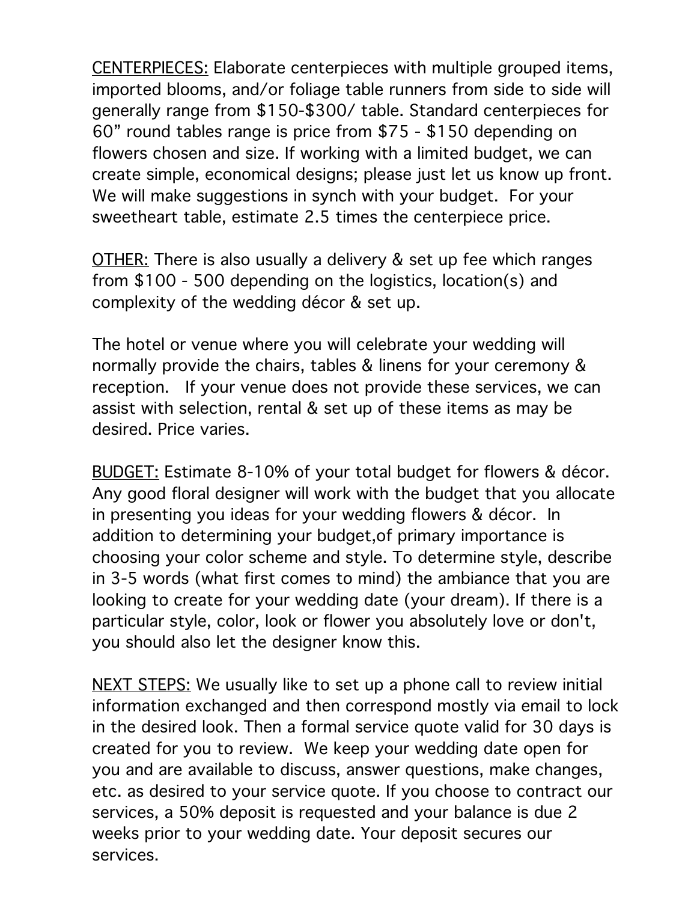<u>CENTERPIECES:</u> Elaborate centerpieces with multiple grouped items, imported blooms, and/or foliage table runners from side to side will generally range from $150-$300/ table. Standard centerpieces for 60" round tables range is price from $75 - $150 depending on flowers chosen and size. If working with a limited budget, we can create simple, economical designs; please just let us know up front. We will make suggestions in synch with your budget. For your sweetheart table, estimate 2.5 times the centerpiece price.

<u>OTHER:</u> There is also usually a delivery & set up fee which ranges from $100 - 500 depending on the logistics, location(s) and complexity of the wedding décor & set up.

The hotel or venue where you will celebrate your wedding will normally provide the chairs, tables & linens for your ceremony & reception. If your venue does not provide these services, we can assist with selection, rental & set up of these items as may be desired. Price varies.

<u>BUDGET:</u> Estimate 8-10% of your total budget for flowers & décor. Any good floral designer will work with the budget that you allocate in presenting you ideas for your wedding flowers & décor. In addition to determining your budget,of primary importance is choosing your color scheme and style. To determine style, describe in 3-5 words (what first comes to mind) the ambiance that you are looking to create for your wedding date (your dream). If there is a particular style, color, look or flower you absolutely love or don't, you should also let the designer know this.

<u>NEXT STEPS:</u> We usually like to set up a phone call to review initial information exchanged and then correspond mostly via email to lock in the desired look. Then a formal service quote valid for 30 days is created for you to review. We keep your wedding date open for you and are available to discuss, answer questions, make changes, etc. as desired to your service quote. If you choose to contract our services, a 50% deposit is requested and your balance is due 2 weeks prior to your wedding date. Your deposit secures our services.